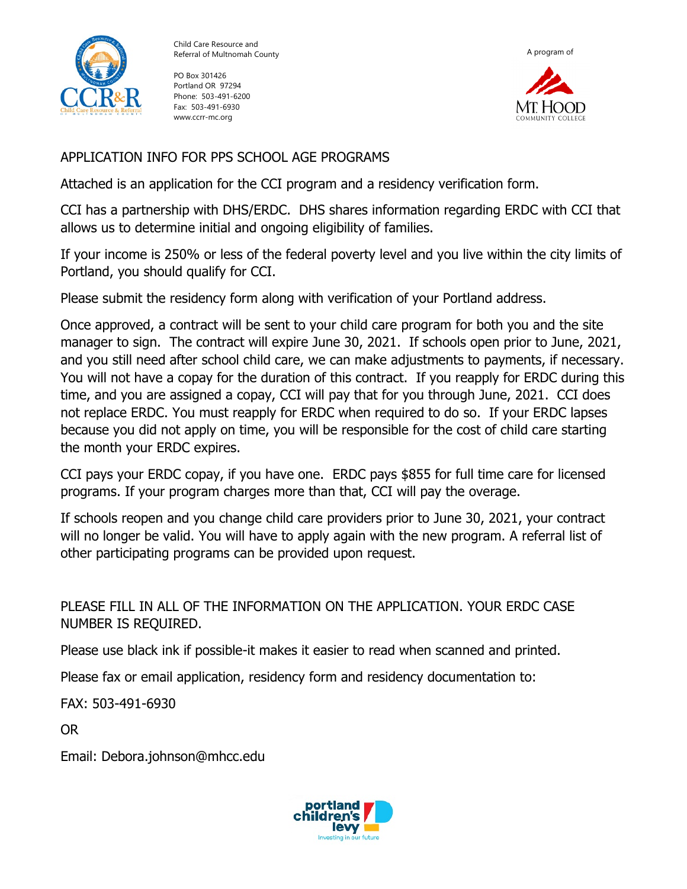Child Care Resource and Referral of Multnomah County

PO Box 301426
Portland OR 97294
Phone: 503-491-6200
Fax: 503-491-6930
www.ccrr-mc.org

A program of Mt. Hood Community College

# APPLICATION INFO FOR PPS SCHOOL AGE PROGRAMS

Attached is an application for the CCI program and a residency verification form.

CCI has a partnership with DHS/ERDC. DHS shares information regarding ERDC with CCI that allows us to determine initial and ongoing eligibility of families.

If your income is 250% or less of the federal poverty level and you live within the city limits of Portland, you should qualify for CCI.

Please submit the residency form along with verification of your Portland address.

Once approved, a contract will be sent to your child care program for both you and the site manager to sign. The contract will expire June 30, 2021. If schools open prior to June, 2021, and you still need after school child care, we can make adjustments to payments, if necessary. You will not have a copay for the duration of this contract. If you reapply for ERDC during this time, and you are assigned a copay, CCI will pay that for you through June, 2021. CCI does not replace ERDC. You must reapply for ERDC when required to do so. If your ERDC lapses because you did not apply on time, you will be responsible for the cost of child care starting the month your ERDC expires.

CCI pays your ERDC copay, if you have one. ERDC pays $855 for full time care for licensed programs. If your program charges more than that, CCI will pay the overage.

If schools reopen and you change child care providers prior to June 30, 2021, your contract will no longer be valid. You will have to apply again with the new program. A referral list of other participating programs can be provided upon request.

PLEASE FILL IN ALL OF THE INFORMATION ON THE APPLICATION. YOUR ERDC CASE NUMBER IS REQUIRED.

Please use black ink if possible-it makes it easier to read when scanned and printed.

Please fax or email application, residency form and residency documentation to:

FAX: 503-491-6930

OR

Email: Debora.johnson@mhcc.edu

portland children's levy — Investing in our future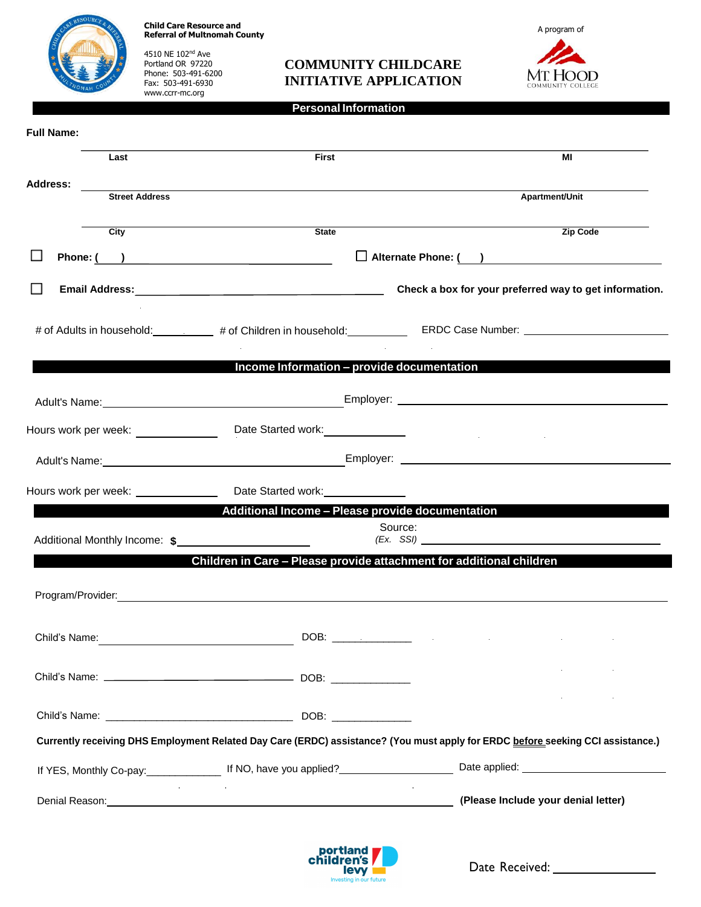Child Care Resource and Referral of Multnomah County

4510 NE 102nd Ave
Portland OR 97220
Phone: 503-491-6200
Fax: 503-491-6930
www.ccrr-mc.org

# COMMUNITY CHILDCARE INITIATIVE APPLICATION

A program of MT. HOOD COMMUNITY COLLEGE

## Personal Information

**Full Name:** ______________________________________________

**Last** | **First** | **MI**

**Address:** ______________________________________________

**Street Address** | **Apartment/Unit**

______________________________________________

**City** | **State** | **Zip Code**

☐ **Phone: ( )** ____________________ ☐ **Alternate Phone: ( )** ____________________

☐ **Email Address:** ____________________ **Check a box for your preferred way to get information.**

# of Adults in household: ________ # of Children in household: ________ ERDC Case Number: ____________

## Income Information – provide documentation

Adult's Name: ____________________ Employer: ____________________

Hours work per week: ________ Date Started work: ________

Adult's Name: ____________________ Employer: ____________________

Hours work per week: ________ Date Started work: ________

## Additional Income – Please provide documentation

Additional Monthly Income: **$** ____________ Source: *(Ex. SSI)* ____________________

## Children in Care – Please provide attachment for additional children

Program/Provider: ______________________________________________

Child's Name: ____________________ DOB: ____________

Child's Name: ____________________ DOB: ____________

Child's Name: ____________________ DOB: ____________

**Currently receiving DHS Employment Related Day Care (ERDC) assistance? (You must apply for ERDC before seeking CCI assistance.)**

If YES, Monthly Co-pay: ________ If NO, have you applied? ____________ Date applied: ____________

Denial Reason: ______________________________________________ **(Please Include your denial letter)**

portland children's levy – Investing in our future

Date Received: ____________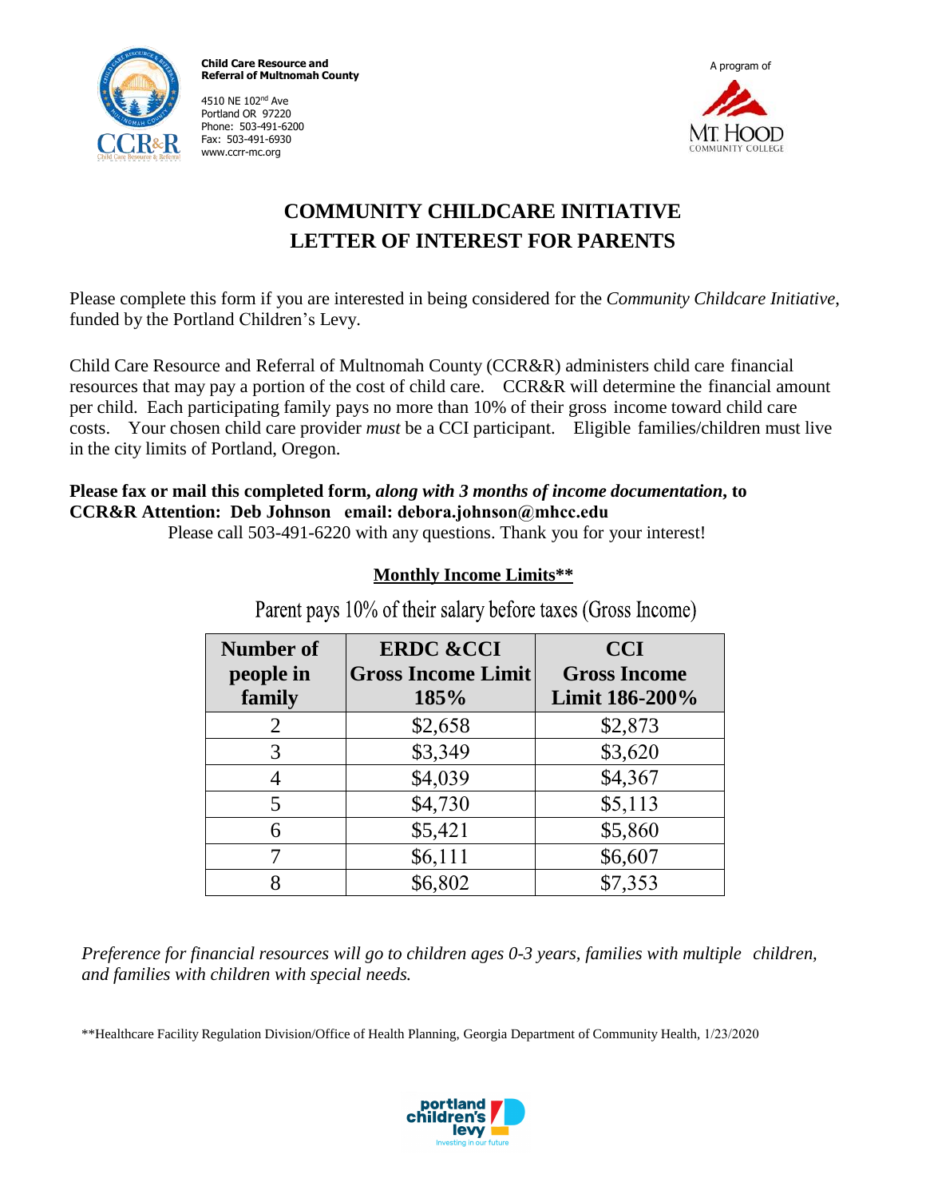**Child Care Resource and Referral of Multnomah County**

4510 NE 102nd Ave
Portland OR 97220
Phone: 503-491-6200
Fax: 503-491-6930
www.ccrr-mc.org

A program of Mt. Hood Community College

# COMMUNITY CHILDCARE INITIATIVE
# LETTER OF INTEREST FOR PARENTS

Please complete this form if you are interested in being considered for the *Community Childcare Initiative*, funded by the Portland Children's Levy.

Child Care Resource and Referral of Multnomah County (CCR&R) administers child care financial resources that may pay a portion of the cost of child care. CCR&R will determine the financial amount per child. Each participating family pays no more than 10% of their gross income toward child care costs. Your chosen child care provider *must* be a CCI participant. Eligible families/children must live in the city limits of Portland, Oregon.

**Please fax or mail this completed form, *along with 3 months of income documentation*, to CCR&R Attention: Deb Johnson email: debora.johnson@mhcc.edu**

Please call 503-491-6220 with any questions. Thank you for your interest!

**Monthly Income Limits****

Parent pays 10% of their salary before taxes (Gross Income)

| Number of people in family | ERDC &CCI Gross Income Limit 185% | CCI Gross Income Limit 186-200% |
|---|---|---|
| 2 | $2,658 | $2,873 |
| 3 | $3,349 | $3,620 |
| 4 | $4,039 | $4,367 |
| 5 | $4,730 | $5,113 |
| 6 | $5,421 | $5,860 |
| 7 | $6,111 | $6,607 |
| 8 | $6,802 | $7,353 |

*Preference for financial resources will go to children ages 0-3 years, families with multiple children, and families with children with special needs.*

**Healthcare Facility Regulation Division/Office of Health Planning, Georgia Department of Community Health, 1/23/2020

portland children's levy — Investing in our future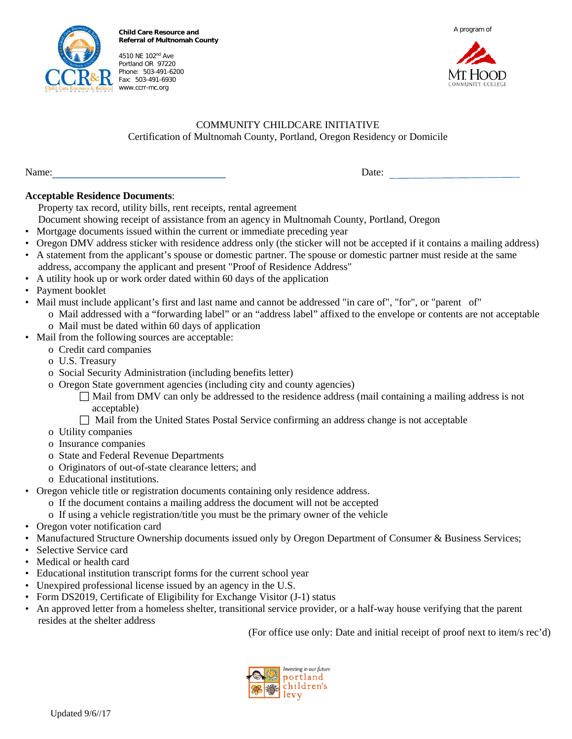**Child Care Resource and Referral of Multnomah County**

4510 NE 102nd Ave
Portland OR 97220
Phone: 503-491-6200
Fax: 503-491-6930
www.ccrr-mc.org

A program of Mt. Hood Community College

COMMUNITY CHILDCARE INITIATIVE
Certification of Multnomah County, Portland, Oregon Residency or Domicile

Name: ______________________________ Date: ____________________

**Acceptable Residence Documents**:

Property tax record, utility bills, rent receipts, rental agreement
Document showing receipt of assistance from an agency in Multnomah County, Portland, Oregon

- Mortgage documents issued within the current or immediate preceding year
- Oregon DMV address sticker with residence address only (the sticker will not be accepted if it contains a mailing address)
- A statement from the applicant's spouse or domestic partner. The spouse or domestic partner must reside at the same address, accompany the applicant and present "Proof of Residence Address"
- A utility hook up or work order dated within 60 days of the application
- Payment booklet
- Mail must include applicant's first and last name and cannot be addressed "in care of", "for", or "parent of"
  - Mail addressed with a "forwarding label" or an "address label" affixed to the envelope or contents are not acceptable
  - Mail must be dated within 60 days of application
- Mail from the following sources are acceptable:
  - Credit card companies
  - U.S. Treasury
  - Social Security Administration (including benefits letter)
  - Oregon State government agencies (including city and county agencies)
    - ☐ Mail from DMV can only be addressed to the residence address (mail containing a mailing address is not acceptable)
    - ☐ Mail from the United States Postal Service confirming an address change is not acceptable
  - Utility companies
  - Insurance companies
  - State and Federal Revenue Departments
  - Originators of out-of-state clearance letters; and
  - Educational institutions.
- Oregon vehicle title or registration documents containing only residence address.
  - If the document contains a mailing address the document will not be accepted
  - If using a vehicle registration/title you must be the primary owner of the vehicle
- Oregon voter notification card
- Manufactured Structure Ownership documents issued only by Oregon Department of Consumer & Business Services;
- Selective Service card
- Medical or health card
- Educational institution transcript forms for the current school year
- Unexpired professional license issued by an agency in the U.S.
- Form DS2019, Certificate of Eligibility for Exchange Visitor (J-1) status
- An approved letter from a homeless shelter, transitional service provider, or a half-way house verifying that the parent resides at the shelter address

(For office use only: Date and initial receipt of proof next to item/s rec'd)

Investing in our future portland children's levy

Updated 9/6//17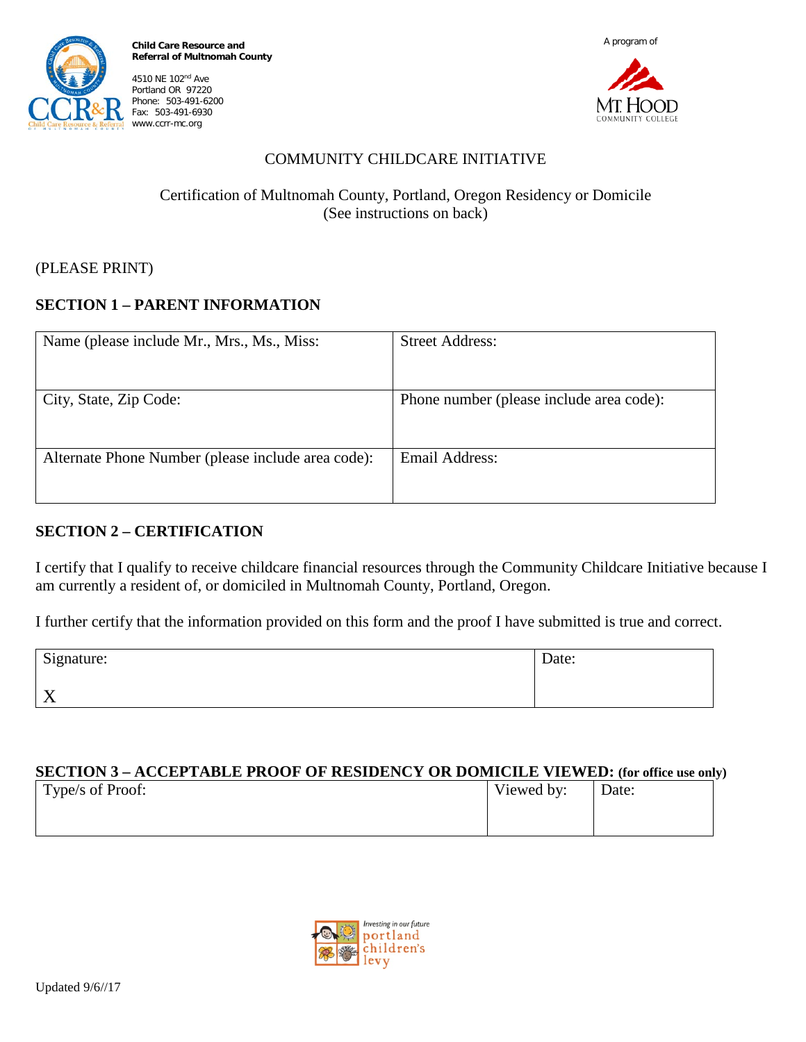**Child Care Resource and Referral of Multnomah County**

4510 NE 102nd Ave
Portland OR 97220
Phone: 503-491-6200
Fax: 503-491-6930
www.ccrr-mc.org

A program of Mt. Hood Community College

# COMMUNITY CHILDCARE INITIATIVE

Certification of Multnomah County, Portland, Oregon Residency or Domicile
(See instructions on back)

(PLEASE PRINT)

## SECTION 1 – PARENT INFORMATION

| | |
|---|---|
| Name (please include Mr., Mrs., Ms., Miss: | Street Address: |
| City, State, Zip Code: | Phone number (please include area code): |
| Alternate Phone Number (please include area code): | Email Address: |

## SECTION 2 – CERTIFICATION

I certify that I qualify to receive childcare financial resources through the Community Childcare Initiative because I am currently a resident of, or domiciled in Multnomah County, Portland, Oregon.

I further certify that the information provided on this form and the proof I have submitted is true and correct.

| | |
|---|---|
| Signature:<br><br>X | Date: |

## SECTION 3 – ACCEPTABLE PROOF OF RESIDENCY OR DOMICILE VIEWED: (for office use only)

| | | |
|---|---|---|
| Type/s of Proof: | Viewed by: | Date: |

Investing in our future portland children's levy

Updated 9/6//17